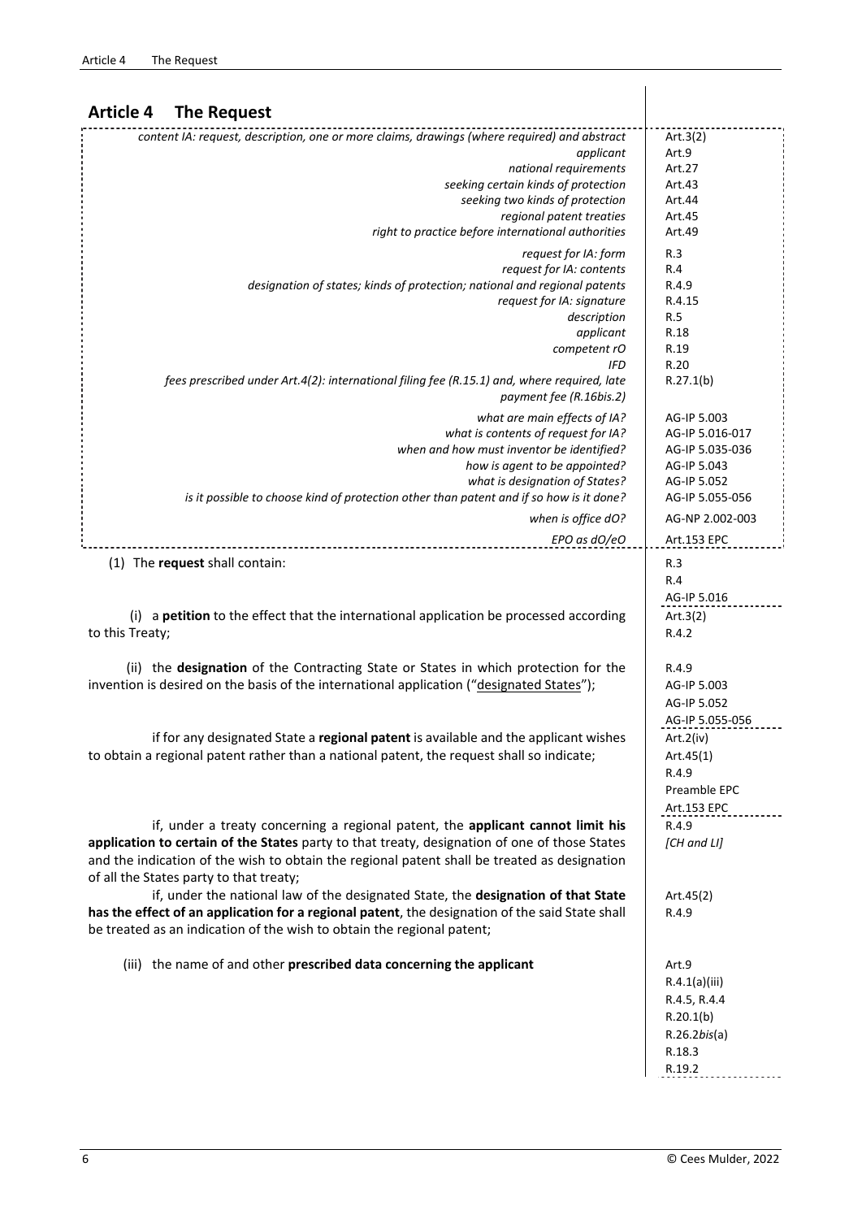## Article 4 The Request

| | |
|---|---|
| *content IA: request, description, one or more claims, drawings (where required) and abstract* | Art.3(2) |
| *applicant* | Art.9 |
| *national requirements* | Art.27 |
| *seeking certain kinds of protection* | Art.43 |
| *seeking two kinds of protection* | Art.44 |
| *regional patent treaties* | Art.45 |
| *right to practice before international authorities* | Art.49 |
| *request for IA: form* | R.3 |
| *request for IA: contents* | R.4 |
| *designation of states; kinds of protection; national and regional patents* | R.4.9 |
| *request for IA: signature* | R.4.15 |
| *description* | R.5 |
| *applicant* | R.18 |
| *competent rO* | R.19 |
| *IFD* | R.20 |
| *fees prescribed under Art.4(2): international filing fee (R.15.1) and, where required, late payment fee (R.16bis.2)* | R.27.1(b) |
| *what are main effects of IA?* | AG-IP 5.003 |
| *what is contents of request for IA?* | AG-IP 5.016-017 |
| *when and how must inventor be identified?* | AG-IP 5.035-036 |
| *how is agent to be appointed?* | AG-IP 5.043 |
| *what is designation of States?* | AG-IP 5.052 |
| *is it possible to choose kind of protection other than patent and if so how is it done?* | AG-IP 5.055-056 |
| *when is office dO?* | AG-NP 2.002-003 |
| *EPO as dO/eO* | Art.153 EPC |

(1) The **request** shall contain: — R.3, R.4, AG-IP 5.016

(i) a **petition** to the effect that the international application be processed according to this Treaty; — Art.3(2), R.4.2

(ii) the **designation** of the Contracting State or States in which protection for the invention is desired on the basis of the international application ("designated States"); — R.4.9, AG-IP 5.003, AG-IP 5.052, AG-IP 5.055-056

if for any designated State a **regional patent** is available and the applicant wishes to obtain a regional patent rather than a national patent, the request shall so indicate; — Art.2(iv), Art.45(1), R.4.9, Preamble EPC, Art.153 EPC

if, under a treaty concerning a regional patent, the **applicant cannot limit his application to certain of the States** party to that treaty, designation of one of those States and the indication of the wish to obtain the regional patent shall be treated as designation of all the States party to that treaty; — R.4.9, *[CH and LI]*

if, under the national law of the designated State, the **designation of that State has the effect of an application for a regional patent**, the designation of the said State shall be treated as an indication of the wish to obtain the regional patent; — Art.45(2), R.4.9

(iii) the name of and other **prescribed data concerning the applicant** — Art.9, R.4.1(a)(iii), R.4.5, R.4.4, R.20.1(b), R.26.2*bis*(a), R.18.3, R.19.2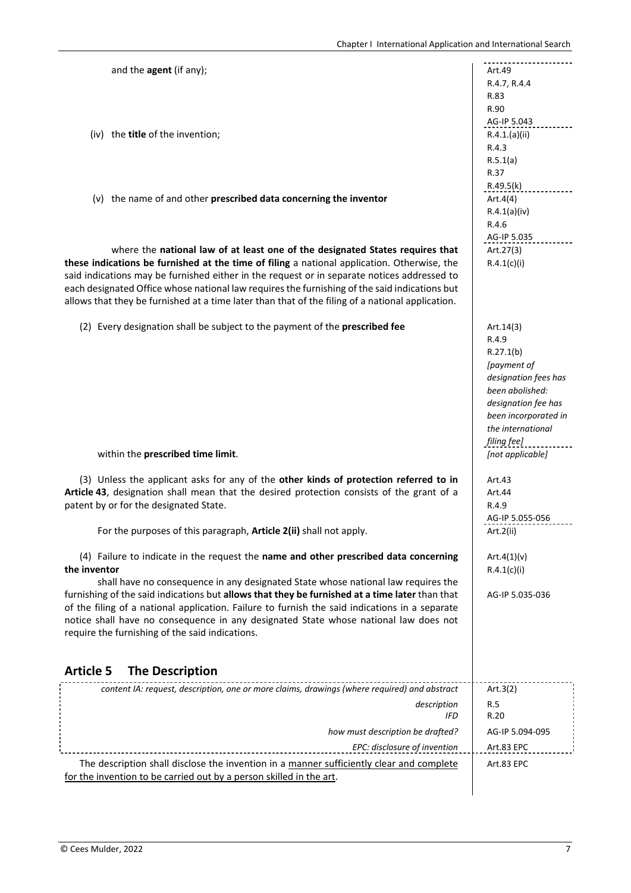and the **agent** (if any);

Art.49
R.4.7, R.4.4
R.83
R.90
AG-IP 5.043

(iv) the **title** of the invention;

R.4.1.(a)(ii)
R.4.3
R.5.1(a)
R.37
R.49.5(k)

(v) the name of and other **prescribed data concerning the inventor**

Art.4(4)
R.4.1(a)(iv)
R.4.6
AG-IP 5.035

where the **national law of at least one of the designated States requires that these indications be furnished at the time of filing** a national application. Otherwise, the said indications may be furnished either in the request or in separate notices addressed to each designated Office whose national law requires the furnishing of the said indications but allows that they be furnished at a time later than that of the filing of a national application.

Art.27(3)
R.4.1(c)(i)

(2) Every designation shall be subject to the payment of the **prescribed fee**

Art.14(3)
R.4.9
R.27.1(b)
*[payment of designation fees has been abolished: designation fee has been incorporated in the international filing fee]*

within the **prescribed time limit**.

*[not applicable]*

(3) Unless the applicant asks for any of the **other kinds of protection referred to in Article 43**, designation shall mean that the desired protection consists of the grant of a patent by or for the designated State.

Art.43
Art.44
R.4.9
AG-IP 5.055-056

For the purposes of this paragraph, **Article 2(ii)** shall not apply.

Art.2(ii)

(4) Failure to indicate in the request the **name and other prescribed data concerning the inventor**

Art.4(1)(v)
R.4.1(c)(i)

shall have no consequence in any designated State whose national law requires the furnishing of the said indications but **allows that they be furnished at a time later** than that of the filing of a national application. Failure to furnish the said indications in a separate notice shall have no consequence in any designated State whose national law does not require the furnishing of the said indications.

AG-IP 5.035-036

## Article 5 The Description

| | |
|---|---|
| *content IA: request, description, one or more claims, drawings (where required) and abstract* | Art.3(2) |
| *description* | R.5 |
| *IFD* | R.20 |
| *how must description be drafted?* | AG-IP 5.094-095 |
| *EPC: disclosure of invention* | Art.83 EPC |

The description shall disclose the invention in a manner sufficiently clear and complete for the invention to be carried out by a person skilled in the art.

Art.83 EPC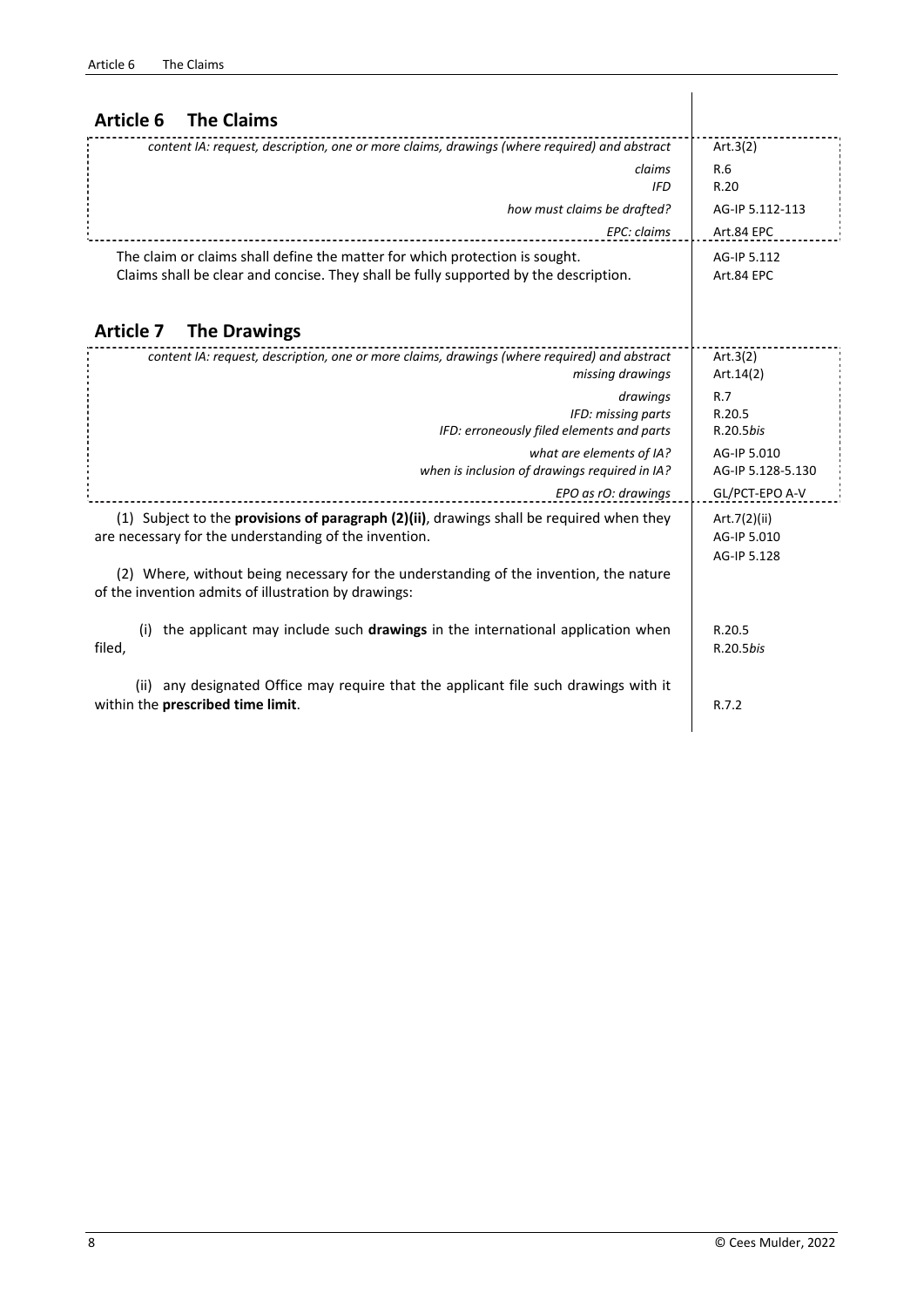## Article 6 The Claims

| | |
|---|---|
| *content IA: request, description, one or more claims, drawings (where required) and abstract* | Art.3(2) |
| *claims* | R.6 |
| *IFD* | R.20 |
| *how must claims be drafted?* | AG-IP 5.112-113 |
| *EPC: claims* | Art.84 EPC |

The claim or claims shall define the matter for which protection is sought. Claims shall be clear and concise. They shall be fully supported by the description.

AG-IP 5.112
Art.84 EPC

## Article 7 The Drawings

| | |
|---|---|
| *content IA: request, description, one or more claims, drawings (where required) and abstract* | Art.3(2) |
| *missing drawings* | Art.14(2) |
| *drawings* | R.7 |
| *IFD: missing parts* | R.20.5 |
| *IFD: erroneously filed elements and parts* | R.20.5*bis* |
| *what are elements of IA?* | AG-IP 5.010 |
| *when is inclusion of drawings required in IA?* | AG-IP 5.128-5.130 |
| *EPO as rO: drawings* | GL/PCT-EPO A-V |

(1) Subject to the **provisions of paragraph (2)(ii)**, drawings shall be required when they are necessary for the understanding of the invention.

Art.7(2)(ii)
AG-IP 5.010
AG-IP 5.128

(2) Where, without being necessary for the understanding of the invention, the nature of the invention admits of illustration by drawings:

(i) the applicant may include such **drawings** in the international application when filed,

R.20.5
R.20.5*bis*

(ii) any designated Office may require that the applicant file such drawings with it within the **prescribed time limit**.

R.7.2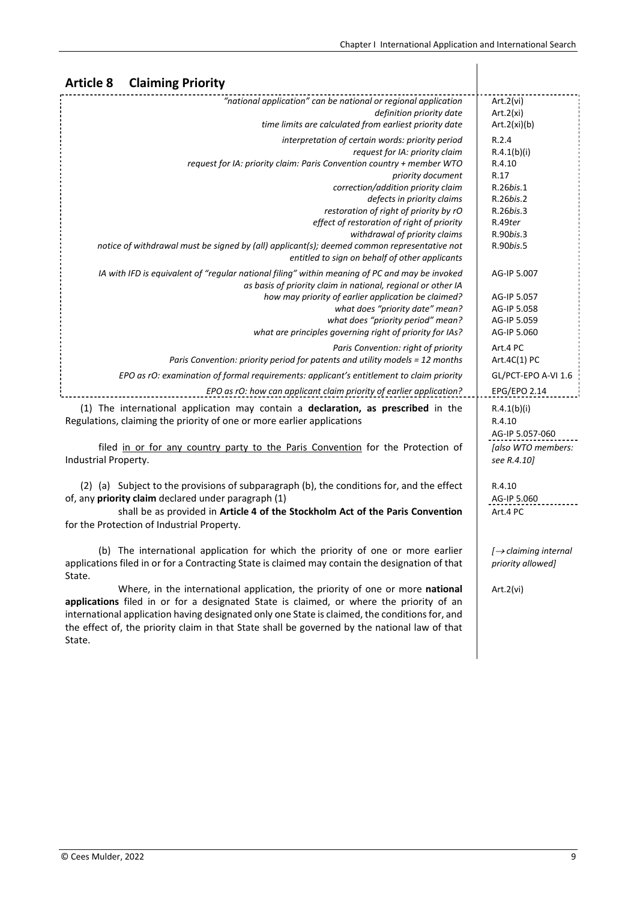## Article 8 Claiming Priority

| | |
|---|---|
| *"national application" can be national or regional application* | Art.2(vi) |
| *definition priority date* | Art.2(xi) |
| *time limits are calculated from earliest priority date* | Art.2(xi)(b) |
| *interpretation of certain words: priority period* | R.2.4 |
| *request for IA: priority claim* | R.4.1(b)(i) |
| *request for IA: priority claim: Paris Convention country + member WTO* | R.4.10 |
| *priority document* | R.17 |
| *correction/addition priority claim* | R.26*bis*.1 |
| *defects in priority claims* | R.26*bis*.2 |
| *restoration of right of priority by rO* | R.26*bis*.3 |
| *effect of restoration of right of priority* | R.49*ter* |
| *withdrawal of priority claims* | R.90*bis*.3 |
| *notice of withdrawal must be signed by (all) applicant(s); deemed common representative not entitled to sign on behalf of other applicants* | R.90*bis*.5 |
| *IA with IFD is equivalent of "regular national filing" within meaning of PC and may be invoked as basis of priority claim in national, regional or other IA* | AG-IP 5.007 |
| *how may priority of earlier application be claimed?* | AG-IP 5.057 |
| *what does "priority date" mean?* | AG-IP 5.058 |
| *what does "priority period" mean?* | AG-IP 5.059 |
| *what are principles governing right of priority for IAs?* | AG-IP 5.060 |
| *Paris Convention: right of priority* | Art.4 PC |
| *Paris Convention: priority period for patents and utility models = 12 months* | Art.4C(1) PC |
| *EPO as rO: examination of formal requirements: applicant's entitlement to claim priority* | GL/PCT-EPO A-VI 1.6 |
| *EPO as rO: how can applicant claim priority of earlier application?* | EPG/EPO 2.14 |

(1) The international application may contain a **declaration, as prescribed** in the Regulations, claiming the priority of one or more earlier applications

*R.4.1(b)(i); R.10; AG-IP 5.057-060*

filed in or for any country party to the Paris Convention for the Protection of Industrial Property.

*[also WTO members: see R.4.10]*

(2) (a) Subject to the provisions of subparagraph (b), the conditions for, and the effect of, any **priority claim** declared under paragraph (1)

*R.4.10; AG-IP 5.060*

shall be as provided in **Article 4 of the Stockholm Act of the Paris Convention** for the Protection of Industrial Property.

*Art.4 PC*

(b) The international application for which the priority of one or more earlier applications filed in or for a Contracting State is claimed may contain the designation of that State.

*[→ claiming internal priority allowed]*

Where, in the international application, the priority of one or more **national applications** filed in or for a designated State is claimed, or where the priority of an international application having designated only one State is claimed, the conditions for, and the effect of, the priority claim in that State shall be governed by the national law of that State.

*Art.2(vi)*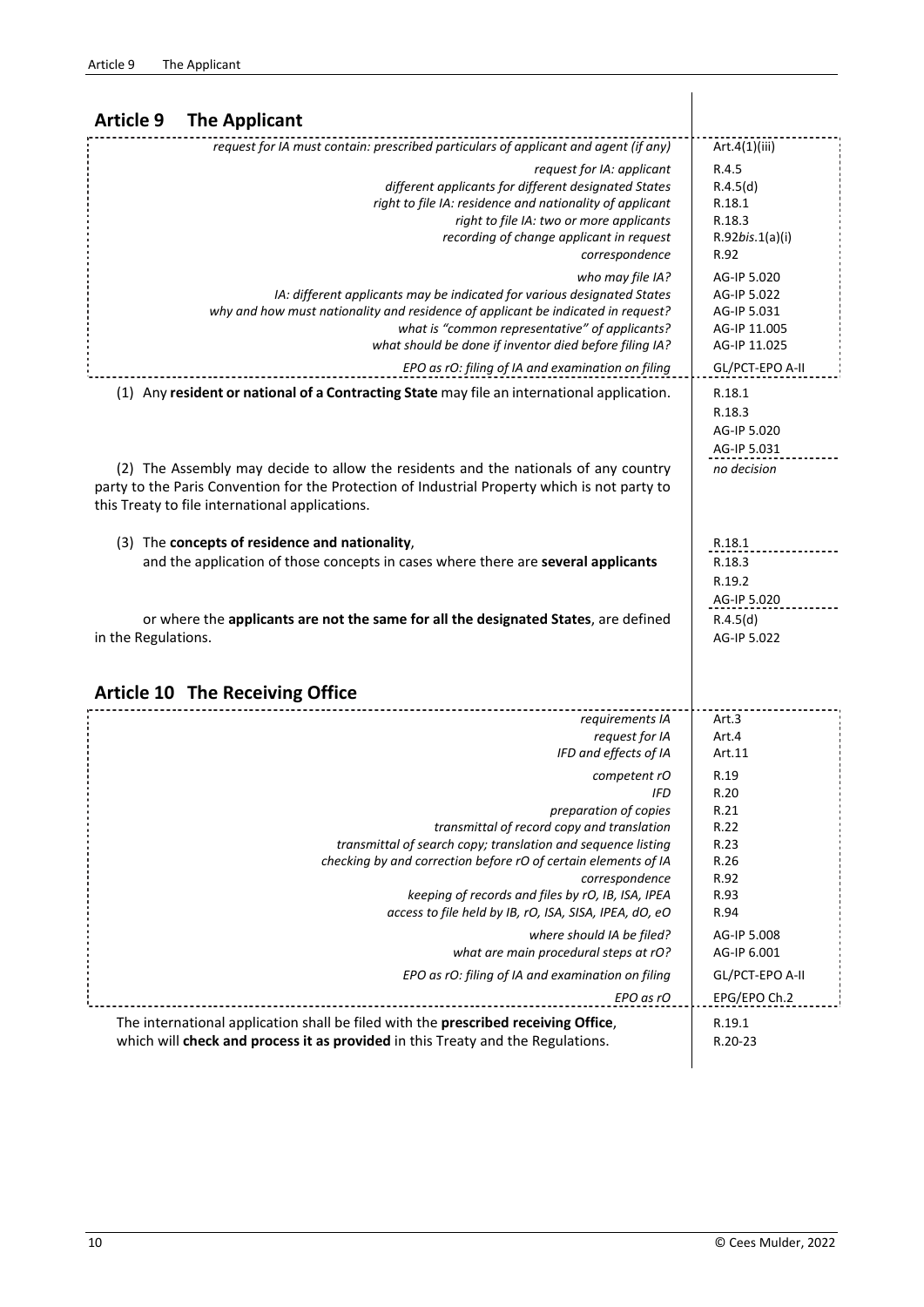## Article 9 The Applicant

| | |
|---|---|
| *request for IA must contain: prescribed particulars of applicant and agent (if any)* | Art.4(1)(iii) |
| *request for IA: applicant* | R.4.5 |
| *different applicants for different designated States* | R.4.5(d) |
| *right to file IA: residence and nationality of applicant* | R.18.1 |
| *right to file IA: two or more applicants* | R.18.3 |
| *recording of change applicant in request* | R.92*bis*.1(a)(i) |
| *correspondence* | R.92 |
| *who may file IA?* | AG-IP 5.020 |
| *IA: different applicants may be indicated for various designated States* | AG-IP 5.022 |
| *why and how must nationality and residence of applicant be indicated in request?* | AG-IP 5.031 |
| *what is "common representative" of applicants?* | AG-IP 11.005 |
| *what should be done if inventor died before filing IA?* | AG-IP 11.025 |
| *EPO as rO: filing of IA and examination on filing* | GL/PCT-EPO A-II |

| | |
|---|---|
| (1) Any **resident or national of a Contracting State** may file an international application. | R.18.1<br>R.18.3<br>AG-IP 5.020<br>AG-IP 5.031 |
| (2) The Assembly may decide to allow the residents and the nationals of any country party to the Paris Convention for the Protection of Industrial Property which is not party to this Treaty to file international applications. | *no decision* |
| (3) The **concepts of residence and nationality**, | R.18.1 |
| and the application of those concepts in cases where there are **several applicants** | R.18.3<br>R.19.2<br>AG-IP 5.020 |
| or where the **applicants are not the same for all the designated States**, are defined in the Regulations. | R.4.5(d)<br>AG-IP 5.022 |

## Article 10 The Receiving Office

| | |
|---|---|
| *requirements IA* | Art.3 |
| *request for IA* | Art.4 |
| *IFD and effects of IA* | Art.11 |
| *competent rO* | R.19 |
| *IFD* | R.20 |
| *preparation of copies* | R.21 |
| *transmittal of record copy and translation* | R.22 |
| *transmittal of search copy; translation and sequence listing* | R.23 |
| *checking by and correction before rO of certain elements of IA* | R.26 |
| *correspondence* | R.92 |
| *keeping of records and files by rO, IB, ISA, IPEA* | R.93 |
| *access to file held by IB, rO, ISA, SISA, IPEA, dO, eO* | R.94 |
| *where should IA be filed?* | AG-IP 5.008 |
| *what are main procedural steps at rO?* | AG-IP 6.001 |
| *EPO as rO: filing of IA and examination on filing* | GL/PCT-EPO A-II |
| *EPO as rO* | EPG/EPO Ch.2 |

| | |
|---|---|
| The international application shall be filed with the **prescribed receiving Office**, | R.19.1 |
| which will **check and process it as provided** in this Treaty and the Regulations. | R.20-23 |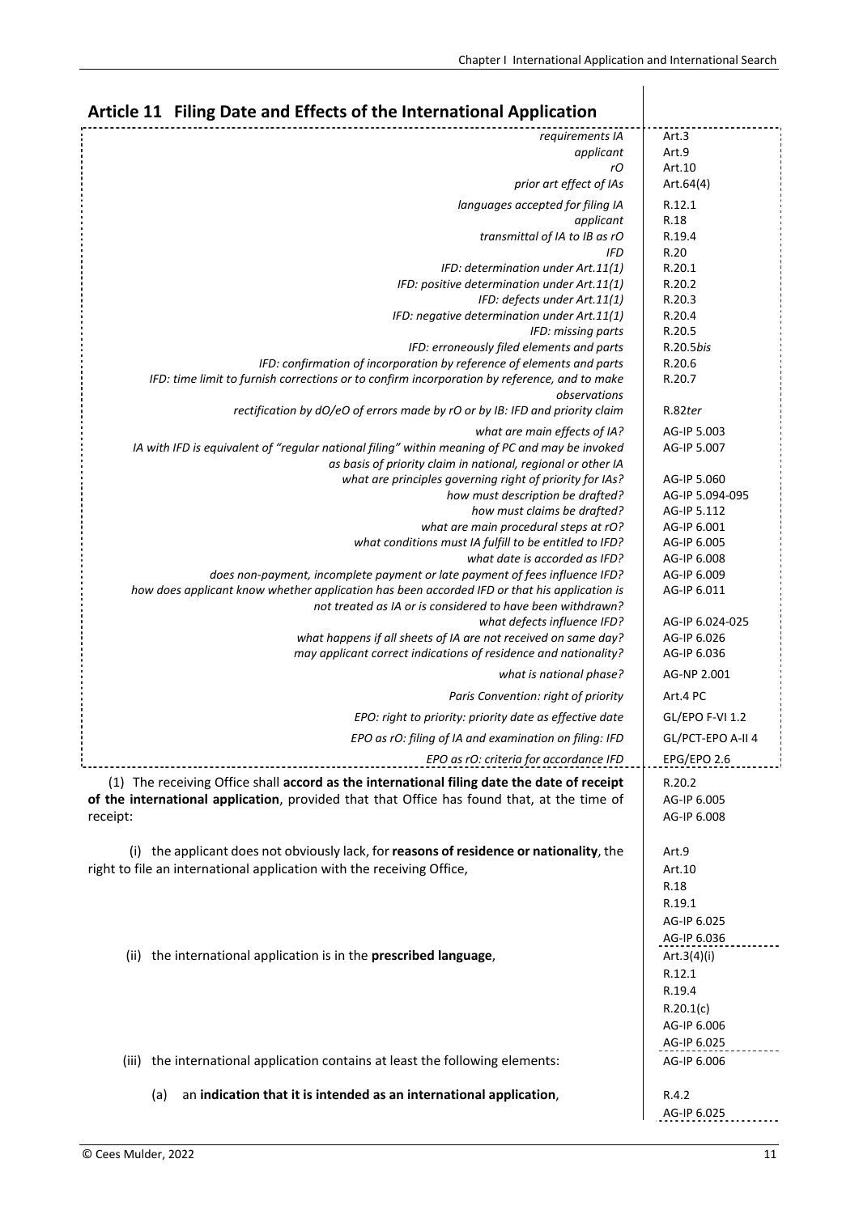## Article 11 Filing Date and Effects of the International Application

| | |
|---|---|
| *requirements IA* | Art.3 |
| *applicant* | Art.9 |
| *rO* | Art.10 |
| *prior art effect of IAs* | Art.64(4) |
| *languages accepted for filing IA* | R.12.1 |
| *applicant* | R.18 |
| *transmittal of IA to IB as rO* | R.19.4 |
| *IFD* | R.20 |
| *IFD: determination under Art.11(1)* | R.20.1 |
| *IFD: positive determination under Art.11(1)* | R.20.2 |
| *IFD: defects under Art.11(1)* | R.20.3 |
| *IFD: negative determination under Art.11(1)* | R.20.4 |
| *IFD: missing parts* | R.20.5 |
| *IFD: erroneously filed elements and parts* | R.20.5*bis* |
| *IFD: confirmation of incorporation by reference of elements and parts* | R.20.6 |
| *IFD: time limit to furnish corrections or to confirm incorporation by reference, and to make observations* | R.20.7 |
| *rectification by dO/eO of errors made by rO or by IB: IFD and priority claim* | R.82*ter* |
| *what are main effects of IA?* | AG-IP 5.003 |
| *IA with IFD is equivalent of "regular national filing" within meaning of PC and may be invoked as basis of priority claim in national, regional or other IA* | AG-IP 5.007 |
| *what are principles governing right of priority for IAs?* | AG-IP 5.060 |
| *how must description be drafted?* | AG-IP 5.094-095 |
| *how must claims be drafted?* | AG-IP 5.112 |
| *what are main procedural steps at rO?* | AG-IP 6.001 |
| *what conditions must IA fulfill to be entitled to IFD?* | AG-IP 6.005 |
| *what date is accorded as IFD?* | AG-IP 6.008 |
| *does non-payment, incomplete payment or late payment of fees influence IFD?* | AG-IP 6.009 |
| *how does applicant know whether application has been accorded IFD or that his application is not treated as IA or is considered to have been withdrawn?* | AG-IP 6.011 |
| *what defects influence IFD?* | AG-IP 6.024-025 |
| *what happens if all sheets of IA are not received on same day?* | AG-IP 6.026 |
| *may applicant correct indications of residence and nationality?* | AG-IP 6.036 |
| *what is national phase?* | AG-NP 2.001 |
| *Paris Convention: right of priority* | Art.4 PC |
| *EPO: right to priority: priority date as effective date* | GL/EPO F-VI 1.2 |
| *EPO as rO: filing of IA and examination on filing: IFD* | GL/PCT-EPO A-II 4 |
| *EPO as rO: criteria for accordance IFD* | EPG/EPO 2.6 |

(1) The receiving Office shall **accord as the international filing date the date of receipt of the international application**, provided that that Office has found that, at the time of receipt: — R.20.2; AG-IP 6.005; AG-IP 6.008

(i) the applicant does not obviously lack, for **reasons of residence or nationality**, the right to file an international application with the receiving Office, — Art.9; Art.10; R.18; R.19.1; AG-IP 6.025; AG-IP 6.036

(ii) the international application is in the **prescribed language**, — Art.3(4)(i); R.12.1; R.19.4; R.20.1(c); AG-IP 6.006; AG-IP 6.025

(iii) the international application contains at least the following elements: — AG-IP 6.006

(a) an **indication that it is intended as an international application**, — R.4.2; AG-IP 6.025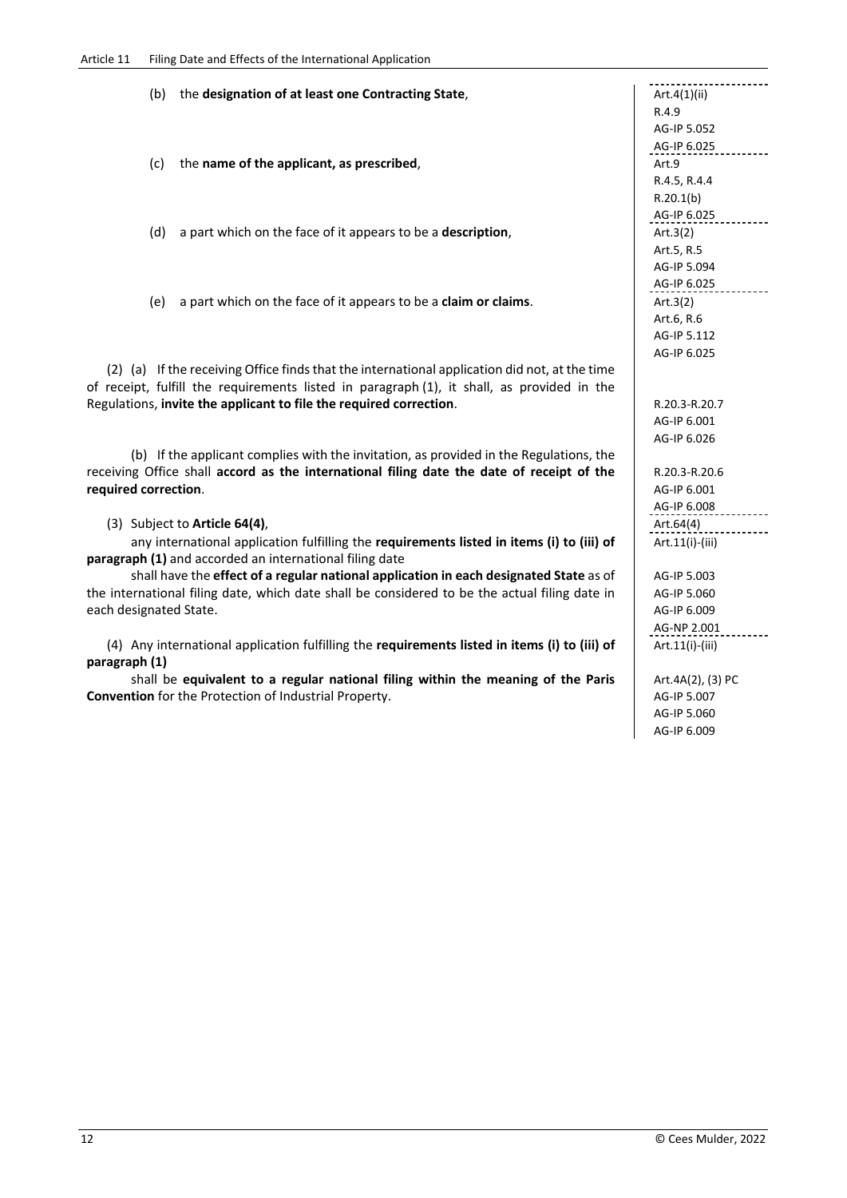(b) the **designation of at least one Contracting State**,

Art.4(1)(ii)
R.4.9
AG-IP 5.052
AG-IP 6.025

(c) the **name of the applicant, as prescribed**,

Art.9
R.4.5, R.4.4
R.20.1(b)
AG-IP 6.025

(d) a part which on the face of it appears to be a **description**,

Art.3(2)
Art.5, R.5
AG-IP 5.094
AG-IP 6.025

(e) a part which on the face of it appears to be a **claim or claims**.

Art.3(2)
Art.6, R.6
AG-IP 5.112
AG-IP 6.025

(2) (a) If the receiving Office finds that the international application did not, at the time of receipt, fulfill the requirements listed in paragraph (1), it shall, as provided in the Regulations, **invite the applicant to file the required correction**.

R.20.3-R.20.7
AG-IP 6.001
AG-IP 6.026

(b) If the applicant complies with the invitation, as provided in the Regulations, the receiving Office shall **accord as the international filing date the date of receipt of the required correction**.

R.20.3-R.20.6
AG-IP 6.001
AG-IP 6.008

(3) Subject to **Article 64(4)**,

Art.64(4)

any international application fulfilling the **requirements listed in items (i) to (iii) of paragraph (1)** and accorded an international filing date

Art.11(i)-(iii)

shall have the **effect of a regular national application in each designated State** as of the international filing date, which date shall be considered to be the actual filing date in each designated State.

AG-IP 5.003
AG-IP 5.060
AG-IP 6.009
AG-NP 2.001

(4) Any international application fulfilling the **requirements listed in items (i) to (iii) of paragraph (1)**

Art.11(i)-(iii)

shall be **equivalent to a regular national filing within the meaning of the Paris Convention** for the Protection of Industrial Property.

Art.4A(2), (3) PC
AG-IP 5.007
AG-IP 5.060
AG-IP 6.009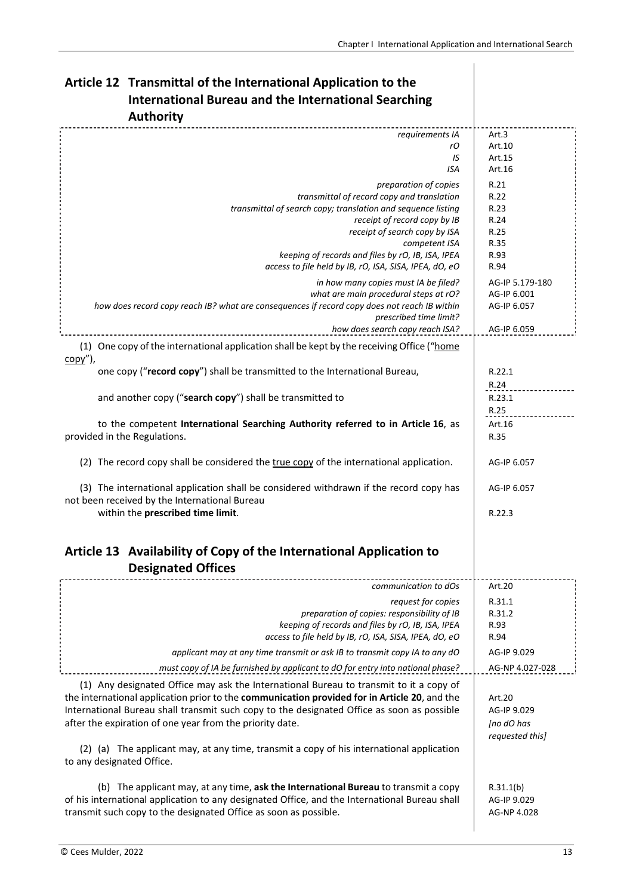## Article 12 Transmittal of the International Application to the International Bureau and the International Searching Authority

| | |
|---|---|
| *requirements IA* | Art.3 |
| *rO* | Art.10 |
| *IS* | Art.15 |
| *ISA* | Art.16 |
| *preparation of copies* | R.21 |
| *transmittal of record copy and translation* | R.22 |
| *transmittal of search copy; translation and sequence listing* | R.23 |
| *receipt of record copy by IB* | R.24 |
| *receipt of search copy by ISA* | R.25 |
| *competent ISA* | R.35 |
| *keeping of records and files by rO, IB, ISA, IPEA* | R.93 |
| *access to file held by IB, rO, ISA, SISA, IPEA, dO, eO* | R.94 |
| *in how many copies must IA be filed?* | AG-IP 5.179-180 |
| *what are main procedural steps at rO?* | AG-IP 6.001 |
| *how does record copy reach IB? what are consequences if record copy does not reach IB within prescribed time limit?* | AG-IP 6.057 |
| *how does search copy reach ISA?* | AG-IP 6.059 |

(1) One copy of the international application shall be kept by the receiving Office ("home copy"),

one copy ("**record copy**") shall be transmitted to the International Bureau, — R.22.1, R.24

and another copy ("**search copy**") shall be transmitted to — R.23.1, R.25

to the competent **International Searching Authority referred to in Article 16**, as provided in the Regulations. — Art.16, R.35

(2) The record copy shall be considered the true copy of the international application. — AG-IP 6.057

(3) The international application shall be considered withdrawn if the record copy has not been received by the International Bureau — AG-IP 6.057

within the **prescribed time limit**. — R.22.3

## Article 13 Availability of Copy of the International Application to Designated Offices

| | |
|---|---|
| *communication to dOs* | Art.20 |
| *request for copies* | R.31.1 |
| *preparation of copies: responsibility of IB* | R.31.2 |
| *keeping of records and files by rO, IB, ISA, IPEA* | R.93 |
| *access to file held by IB, rO, ISA, SISA, IPEA, dO, eO* | R.94 |
| *applicant may at any time transmit or ask IB to transmit copy IA to any dO* | AG-IP 9.029 |
| *must copy of IA be furnished by applicant to dO for entry into national phase?* | AG-NP 4.027-028 |

(1) Any designated Office may ask the International Bureau to transmit to it a copy of the international application prior to the **communication provided for in Article 20**, and the International Bureau shall transmit such copy to the designated Office as soon as possible after the expiration of one year from the priority date. — Art.20, AG-IP 9.029, *[no dO has requested this]*

(2) (a) The applicant may, at any time, transmit a copy of his international application to any designated Office.

(b) The applicant may, at any time, **ask the International Bureau** to transmit a copy of his international application to any designated Office, and the International Bureau shall transmit such copy to the designated Office as soon as possible. — R.31.1(b), AG-IP 9.029, AG-NP 4.028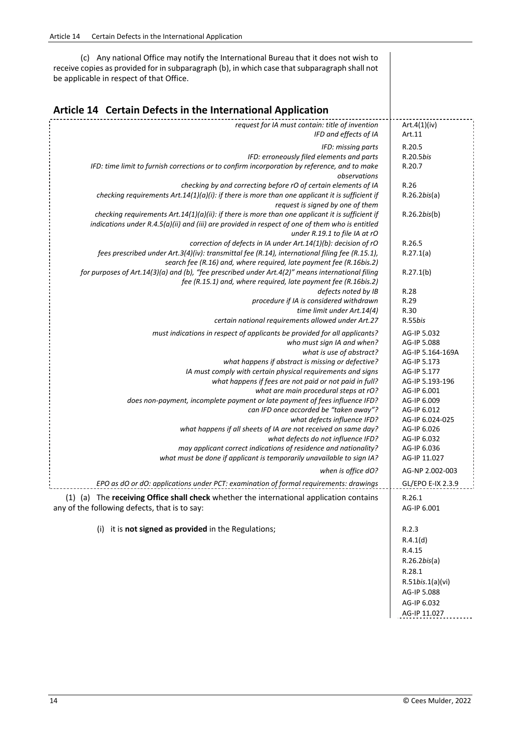(c) Any national Office may notify the International Bureau that it does not wish to receive copies as provided for in subparagraph (b), in which case that subparagraph shall not be applicable in respect of that Office.

## Article 14 Certain Defects in the International Application

| | |
|---|---|
| *request for IA must contain: title of invention* | Art.4(1)(iv) |
| *IFD and effects of IA* | Art.11 |
| *IFD: missing parts* | R.20.5 |
| *IFD: erroneously filed elements and parts* | R.20.5*bis* |
| *IFD: time limit to furnish corrections or to confirm incorporation by reference, and to make observations* | R.20.7 |
| *checking by and correcting before rO of certain elements of IA* | R.26 |
| *checking requirements Art.14(1)(a)(i): if there is more than one applicant it is sufficient if request is signed by one of them* | R.26.2*bis*(a) |
| *checking requirements Art.14(1)(a)(ii): if there is more than one applicant it is sufficient if indications under R.4.5(a)(ii) and (iii) are provided in respect of one of them who is entitled under R.19.1 to file IA at rO* | R.26.2*bis*(b) |
| *correction of defects in IA under Art.14(1)(b): decision of rO* | R.26.5 |
| *fees prescribed under Art.3(4)(iv): transmittal fee (R.14), international filing fee (R.15.1), search fee (R.16) and, where required, late payment fee (R.16bis.2)* | R.27.1(a) |
| *for purposes of Art.14(3)(a) and (b), "fee prescribed under Art.4(2)" means international filing fee (R.15.1) and, where required, late payment fee (R.16bis.2)* | R.27.1(b) |
| *defects noted by IB* | R.28 |
| *procedure if IA is considered withdrawn* | R.29 |
| *time limit under Art.14(4)* | R.30 |
| *certain national requirements allowed under Art.27* | R.55*bis* |
| *must indications in respect of applicants be provided for all applicants?* | AG-IP 5.032 |
| *who must sign IA and when?* | AG-IP 5.088 |
| *what is use of abstract?* | AG-IP 5.164-169A |
| *what happens if abstract is missing or defective?* | AG-IP 5.173 |
| *IA must comply with certain physical requirements and signs* | AG-IP 5.177 |
| *what happens if fees are not paid or not paid in full?* | AG-IP 5.193-196 |
| *what are main procedural steps at rO?* | AG-IP 6.001 |
| *does non-payment, incomplete payment or late payment of fees influence IFD?* | AG-IP 6.009 |
| *can IFD once accorded be "taken away"?* | AG-IP 6.012 |
| *what defects influence IFD?* | AG-IP 6.024-025 |
| *what happens if all sheets of IA are not received on same day?* | AG-IP 6.026 |
| *what defects do not influence IFD?* | AG-IP 6.032 |
| *may applicant correct indications of residence and nationality?* | AG-IP 6.036 |
| *what must be done if applicant is temporarily unavailable to sign IA?* | AG-IP 11.027 |
| *when is office dO?* | AG-NP 2.002-003 |
| *EPO as dO or dO: applications under PCT: examination of formal requirements: drawings* | GL/EPO E-IX 2.3.9 |

(1) (a) The **receiving Office shall check** whether the international application contains any of the following defects, that is to say: — R.26.1; AG-IP 6.001

(i) it is **not signed as provided** in the Regulations; — R.2.3; R.4.1(d); R.4.15; R.26.2*bis*(a); R.28.1; R.51*bis*.1(a)(vi); AG-IP 5.088; AG-IP 6.032; AG-IP 11.027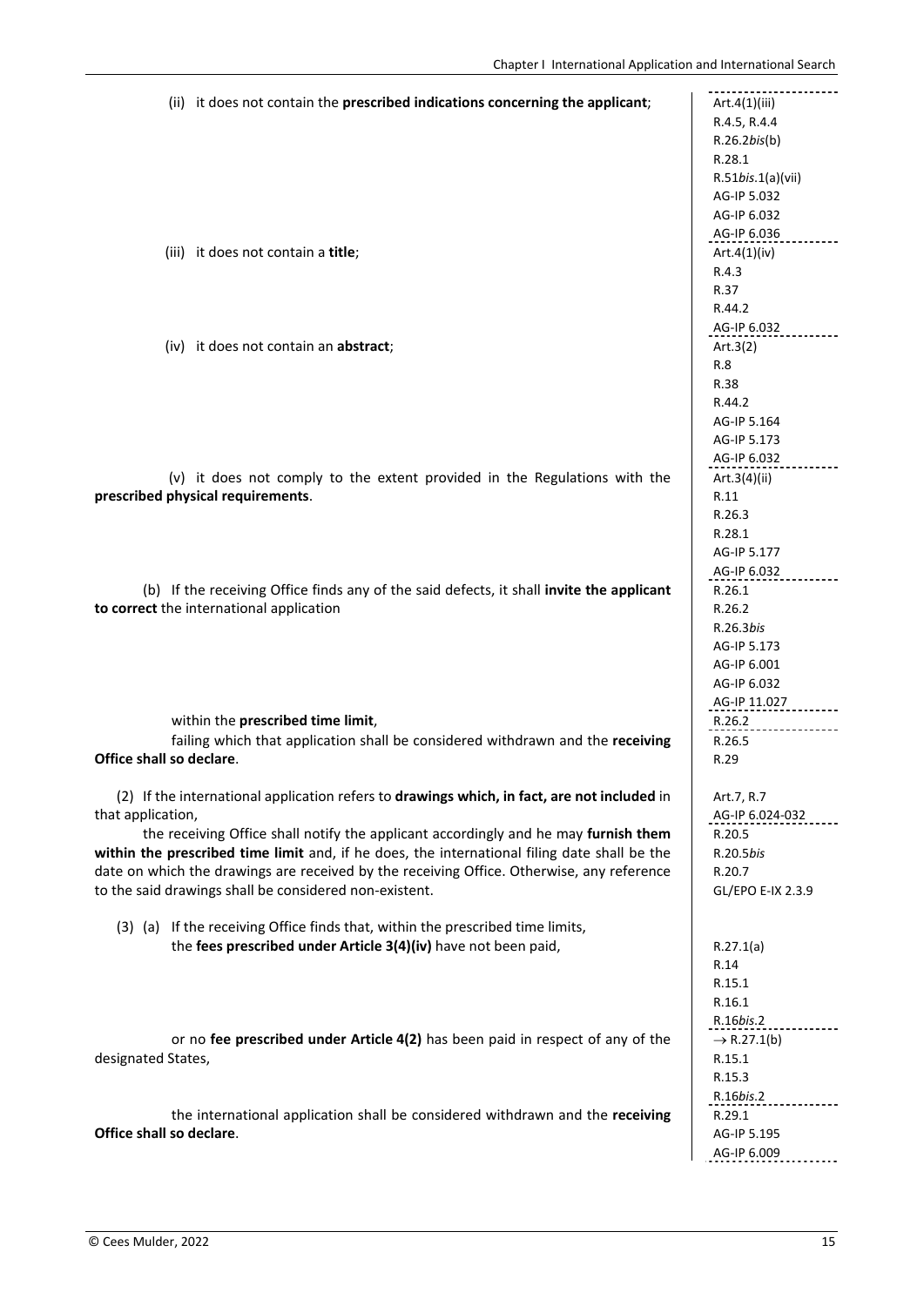| Text | References |
| --- | --- |
| (ii) it does not contain the **prescribed indications concerning the applicant**; | Art.4(1)(iii)<br>R.4.5, R.4.4<br>R.26.2*bis*(b)<br>R.28.1<br>R.51*bis*.1(a)(vii)<br>AG-IP 5.032<br>AG-IP 6.032<br>AG-IP 6.036 |
| (iii) it does not contain a **title**; | Art.4(1)(iv)<br>R.4.3<br>R.37<br>R.44.2<br>AG-IP 6.032 |
| (iv) it does not contain an **abstract**; | Art.3(2)<br>R.8<br>R.38<br>R.44.2<br>AG-IP 5.164<br>AG-IP 5.173<br>AG-IP 6.032 |
| (v) it does not comply to the extent provided in the Regulations with the **prescribed physical requirements**. | Art.3(4)(ii)<br>R.11<br>R.26.3<br>R.28.1<br>AG-IP 5.177<br>AG-IP 6.032 |
| (b) If the receiving Office finds any of the said defects, it shall **invite the applicant to correct** the international application | R.26.1<br>R.26.2<br>R.26.3*bis*<br>AG-IP 5.173<br>AG-IP 6.001<br>AG-IP 6.032<br>AG-IP 11.027 |
| within the **prescribed time limit**, | R.26.2 |
| failing which that application shall be considered withdrawn and the **receiving Office shall so declare**. | R.26.5<br>R.29 |
| (2) If the international application refers to **drawings which, in fact, are not included** in that application, | Art.7, R.7<br>AG-IP 6.024-032 |
| the receiving Office shall notify the applicant accordingly and he may **furnish them within the prescribed time limit** and, if he does, the international filing date shall be the date on which the drawings are received by the receiving Office. Otherwise, any reference to the said drawings shall be considered non-existent. | R.20.5<br>R.20.5*bis*<br>R.20.7<br>GL/EPO E-IX 2.3.9 |
| (3) (a) If the receiving Office finds that, within the prescribed time limits, the **fees prescribed under Article 3(4)(iv)** have not been paid, | R.27.1(a)<br>R.14<br>R.15.1<br>R.16.1<br>R.16*bis*.2 |
| or no **fee prescribed under Article 4(2)** has been paid in respect of any of the designated States, | → R.27.1(b)<br>R.15.1<br>R.15.3<br>R.16*bis*.2 |
| the international application shall be considered withdrawn and the **receiving Office shall so declare**. | R.29.1<br>AG-IP 5.195<br>AG-IP 6.009 |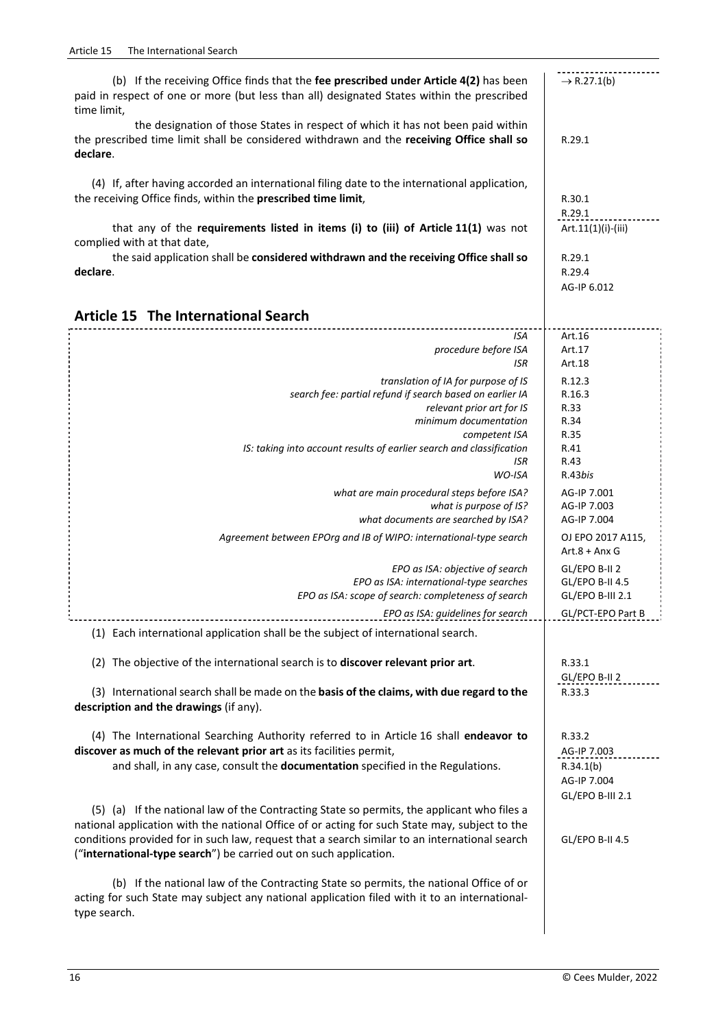(b) If the receiving Office finds that the **fee prescribed under Article 4(2)** has been paid in respect of one or more (but less than all) designated States within the prescribed time limit, | → R.27.1(b)

the designation of those States in respect of which it has not been paid within the prescribed time limit shall be considered withdrawn and the **receiving Office shall so declare**. | R.29.1

(4) If, after having accorded an international filing date to the international application, the receiving Office finds, within the **prescribed time limit**, | R.30.1 R.29.1

that any of the **requirements listed in items (i) to (iii) of Article 11(1)** was not complied with at that date, | Art.11(1)(i)-(iii)

the said application shall be **considered withdrawn and the receiving Office shall so declare**. | R.29.1 R.29.4 AG-IP 6.012

## Article 15 The International Search

| | |
|---|---|
| *ISA* | Art.16 |
| *procedure before ISA* | Art.17 |
| *ISR* | Art.18 |
| *translation of IA for purpose of IS* | R.12.3 |
| *search fee: partial refund if search based on earlier IA* | R.16.3 |
| *relevant prior art for IS* | R.33 |
| *minimum documentation* | R.34 |
| *competent ISA* | R.35 |
| *IS: taking into account results of earlier search and classification* | R.41 |
| *ISR* | R.43 |
| *WO-ISA* | R.43*bis* |
| *what are main procedural steps before ISA?* | AG-IP 7.001 |
| *what is purpose of IS?* | AG-IP 7.003 |
| *what documents are searched by ISA?* | AG-IP 7.004 |
| *Agreement between EPOrg and IB of WIPO: international-type search* | OJ EPO 2017 A115, Art.8 + Anx G |
| *EPO as ISA: objective of search* | GL/EPO B-II 2 |
| *EPO as ISA: international-type searches* | GL/EPO B-II 4.5 |
| *EPO as ISA: scope of search: completeness of search* | GL/EPO B-III 2.1 |
| *EPO as ISA: guidelines for search* | GL/PCT-EPO Part B |

(1) Each international application shall be the subject of international search.

(2) The objective of the international search is to **discover relevant prior art**. | R.33.1 GL/EPO B-II 2

(3) International search shall be made on the **basis of the claims, with due regard to the description and the drawings** (if any). | R.33.3

(4) The International Searching Authority referred to in Article 16 shall **endeavor to discover as much of the relevant prior art** as its facilities permit, | R.33.2 AG-IP 7.003

and shall, in any case, consult the **documentation** specified in the Regulations. | R.34.1(b) AG-IP 7.004 GL/EPO B-III 2.1

(5) (a) If the national law of the Contracting State so permits, the applicant who files a national application with the national Office of or acting for such State may, subject to the conditions provided for in such law, request that a search similar to an international search ("**international-type search**") be carried out on such application. | GL/EPO B-II 4.5

(b) If the national law of the Contracting State so permits, the national Office of or acting for such State may subject any national application filed with it to an international-type search.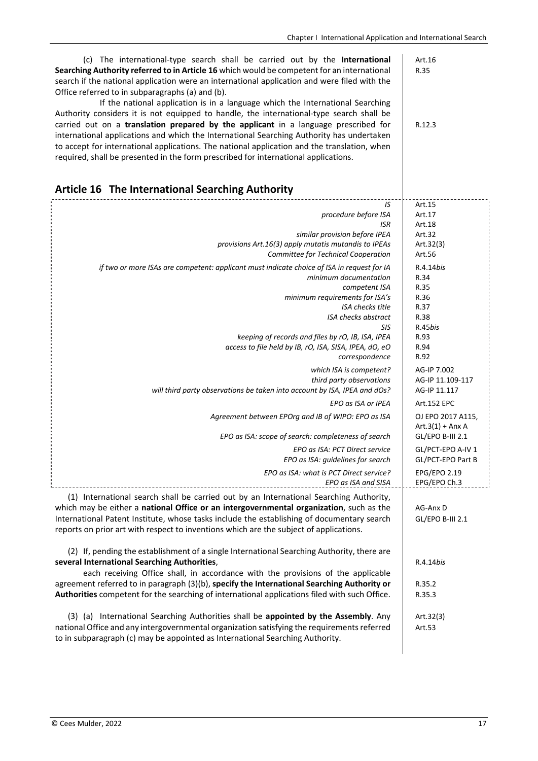(c) The international-type search shall be carried out by the **International Searching Authority referred to in Article 16** which would be competent for an international search if the national application were an international application and were filed with the Office referred to in subparagraphs (a) and (b).

If the national application is in a language which the International Searching Authority considers it is not equipped to handle, the international-type search shall be carried out on a **translation prepared by the applicant** in a language prescribed for international applications and which the International Searching Authority has undertaken to accept for international applications. The national application and the translation, when required, shall be presented in the form prescribed for international applications.

Art.16
R.35

R.12.3

## Article 16 The International Searching Authority

| | |
|---|---|
| *IS* | Art.15 |
| *procedure before ISA* | Art.17 |
| *ISR* | Art.18 |
| *similar provision before IPEA* | Art.32 |
| *provisions Art.16(3) apply mutatis mutandis to IPEAs* | Art.32(3) |
| *Committee for Technical Cooperation* | Art.56 |
| *if two or more ISAs are competent: applicant must indicate choice of ISA in request for IA* | R.4.14*bis* |
| *minimum documentation* | R.34 |
| *competent ISA* | R.35 |
| *minimum requirements for ISA's* | R.36 |
| *ISA checks title* | R.37 |
| *ISA checks abstract* | R.38 |
| *SIS* | R.45*bis* |
| *keeping of records and files by rO, IB, ISA, IPEA* | R.93 |
| *access to file held by IB, rO, ISA, SISA, IPEA, dO, eO* | R.94 |
| *correspondence* | R.92 |
| *which ISA is competent?* | AG-IP 7.002 |
| *third party observations* | AG-IP 11.109-117 |
| *will third party observations be taken into account by ISA, IPEA and dOs?* | AG-IP 11.117 |
| *EPO as ISA or IPEA* | Art.152 EPC |
| *Agreement between EPOrg and IB of WIPO: EPO as ISA* | OJ EPO 2017 A115, Art.3(1) + Anx A |
| *EPO as ISA: scope of search: completeness of search* | GL/EPO B-III 2.1 |
| *EPO as ISA: PCT Direct service* | GL/PCT-EPO A-IV 1 |
| *EPO as ISA: guidelines for search* | GL/PCT-EPO Part B |
| *EPO as ISA: what is PCT Direct service?* | EPG/EPO 2.19 |
| *EPO as ISA and SISA* | EPG/EPO Ch.3 |

(1) International search shall be carried out by an International Searching Authority, which may be either a **national Office or an intergovernmental organization**, such as the International Patent Institute, whose tasks include the establishing of documentary search reports on prior art with respect to inventions which are the subject of applications.

AG-Anx D
GL/EPO B-III 2.1

(2) If, pending the establishment of a single International Searching Authority, there are **several International Searching Authorities**,

each receiving Office shall, in accordance with the provisions of the applicable agreement referred to in paragraph (3)(b), **specify the International Searching Authority or Authorities** competent for the searching of international applications filed with such Office.

R.4.14*bis*

R.35.2
R.35.3

(3) (a) International Searching Authorities shall be **appointed by the Assembly**. Any national Office and any intergovernmental organization satisfying the requirements referred to in subparagraph (c) may be appointed as International Searching Authority.

Art.32(3)
Art.53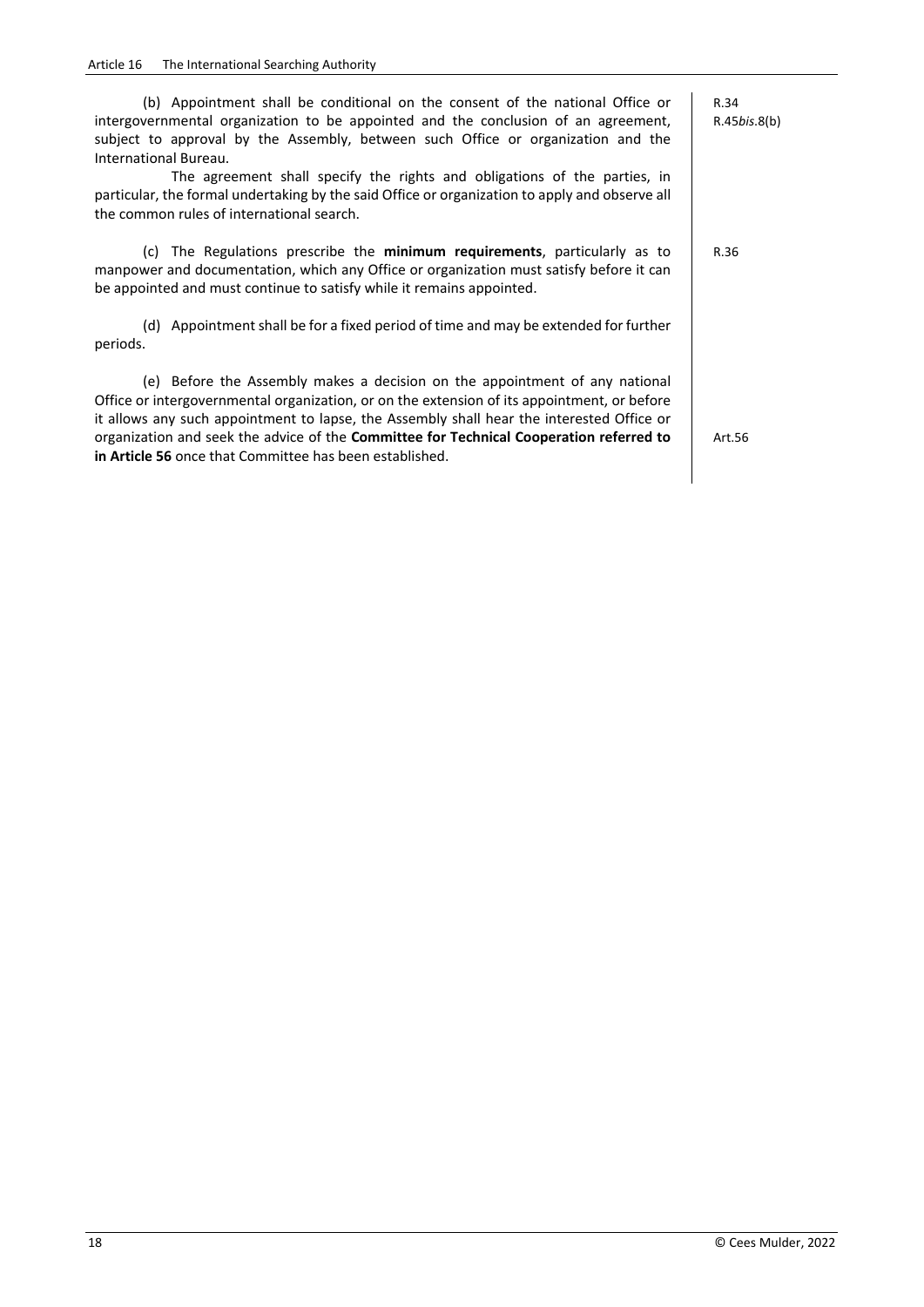(b) Appointment shall be conditional on the consent of the national Office or intergovernmental organization to be appointed and the conclusion of an agreement, subject to approval by the Assembly, between such Office or organization and the International Bureau.

R.34
R.45*bis*.8(b)

The agreement shall specify the rights and obligations of the parties, in particular, the formal undertaking by the said Office or organization to apply and observe all the common rules of international search.

(c) The Regulations prescribe the **minimum requirements**, particularly as to manpower and documentation, which any Office or organization must satisfy before it can be appointed and must continue to satisfy while it remains appointed.

R.36

(d) Appointment shall be for a fixed period of time and may be extended for further periods.

(e) Before the Assembly makes a decision on the appointment of any national Office or intergovernmental organization, or on the extension of its appointment, or before it allows any such appointment to lapse, the Assembly shall hear the interested Office or organization and seek the advice of the **Committee for Technical Cooperation referred to in Article 56** once that Committee has been established.

Art.56